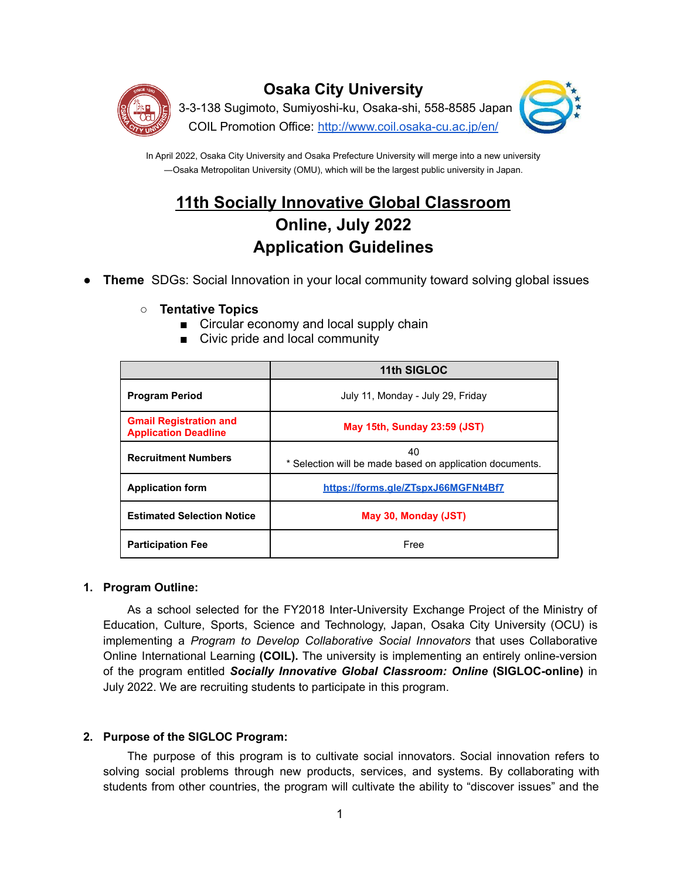# Osaka City University

3-3-138 Sugimoto, Sumiyoshi-ku, Osaka-shi, 558-8585 Japan

COIL Promotion Office: http://www.coil.osaka-cu.ac.jp/en/

In April 2022, Osaka City University and Osaka Prefecture University will merge into a new university —Osaka Metropolitan University (OMU), which will be the largest public university in Japan.

# 11th Socially Innovative Global Classroom
# Online, July 2022
# Application Guidelines

- **Theme** SDGs: Social Innovation in your local community toward solving global issues
  - **Tentative Topics**
    - Circular economy and local supply chain
    - Civic pride and local community

| | 11th SIGLOC |
|---|---|
| **Program Period** | July 11, Monday - July 29, Friday |
| **Gmail Registration and Application Deadline** | **May 15th, Sunday 23:59 (JST)** |
| **Recruitment Numbers** | 40<br>* Selection will be made based on application documents. |
| **Application form** | https://forms.gle/ZTspxJ66MGFNt4Bf7 |
| **Estimated Selection Notice** | **May 30, Monday (JST)** |
| **Participation Fee** | Free |

## 1. Program Outline:

As a school selected for the FY2018 Inter-University Exchange Project of the Ministry of Education, Culture, Sports, Science and Technology, Japan, Osaka City University (OCU) is implementing a *Program to Develop Collaborative Social Innovators* that uses Collaborative Online International Learning **(COIL).** The university is implementing an entirely online-version of the program entitled ***Socially Innovative Global Classroom: Online*** **(SIGLOC-online)** in July 2022. We are recruiting students to participate in this program.

## 2. Purpose of the SIGLOC Program:

The purpose of this program is to cultivate social innovators. Social innovation refers to solving social problems through new products, services, and systems. By collaborating with students from other countries, the program will cultivate the ability to "discover issues" and the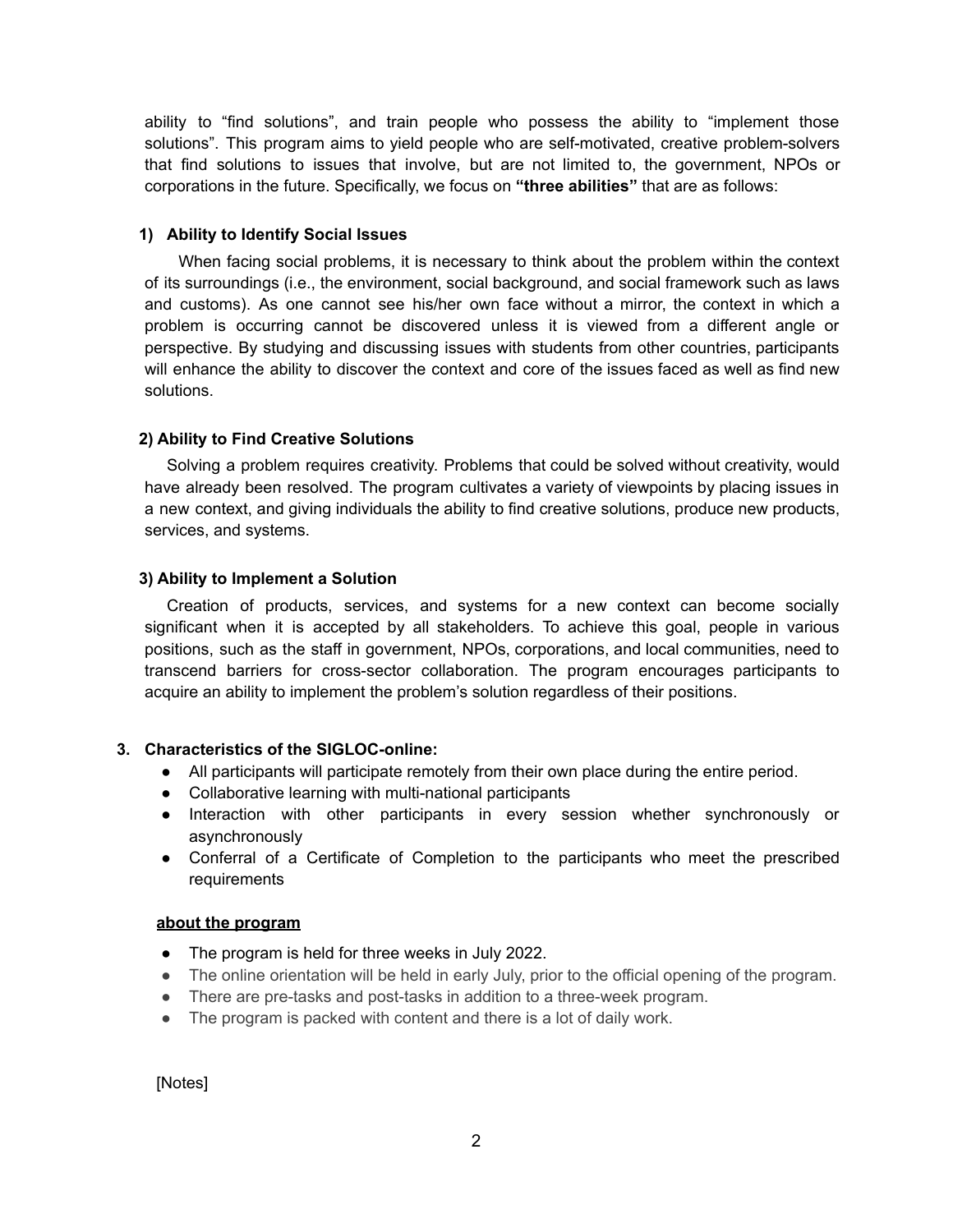ability to "find solutions", and train people who possess the ability to "implement those solutions". This program aims to yield people who are self-motivated, creative problem-solvers that find solutions to issues that involve, but are not limited to, the government, NPOs or corporations in the future. Specifically, we focus on **"three abilities"** that are as follows:

#### 1) Ability to Identify Social Issues

When facing social problems, it is necessary to think about the problem within the context of its surroundings (i.e., the environment, social background, and social framework such as laws and customs). As one cannot see his/her own face without a mirror, the context in which a problem is occurring cannot be discovered unless it is viewed from a different angle or perspective. By studying and discussing issues with students from other countries, participants will enhance the ability to discover the context and core of the issues faced as well as find new solutions.

#### 2) Ability to Find Creative Solutions

Solving a problem requires creativity. Problems that could be solved without creativity, would have already been resolved. The program cultivates a variety of viewpoints by placing issues in a new context, and giving individuals the ability to find creative solutions, produce new products, services, and systems.

#### 3) Ability to Implement a Solution

Creation of products, services, and systems for a new context can become socially significant when it is accepted by all stakeholders. To achieve this goal, people in various positions, such as the staff in government, NPOs, corporations, and local communities, need to transcend barriers for cross-sector collaboration. The program encourages participants to acquire an ability to implement the problem's solution regardless of their positions.

### 3. Characteristics of the SIGLOC-online:

- All participants will participate remotely from their own place during the entire period.
- Collaborative learning with multi-national participants
- Interaction with other participants in every session whether synchronously or asynchronously
- Conferral of a Certificate of Completion to the participants who meet the prescribed requirements

**about the program**

- The program is held for three weeks in July 2022.
- The online orientation will be held in early July, prior to the official opening of the program.
- There are pre-tasks and post-tasks in addition to a three-week program.
- The program is packed with content and there is a lot of daily work.

[Notes]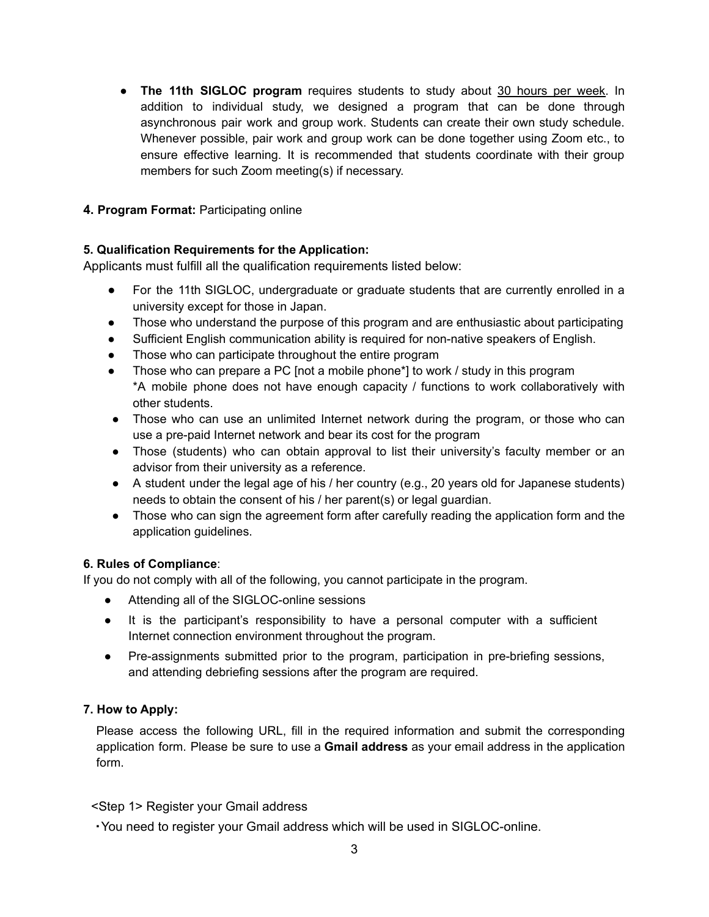- **The 11th SIGLOC program** requires students to study about 30 hours per week. In addition to individual study, we designed a program that can be done through asynchronous pair work and group work. Students can create their own study schedule. Whenever possible, pair work and group work can be done together using Zoom etc., to ensure effective learning. It is recommended that students coordinate with their group members for such Zoom meeting(s) if necessary.

**4. Program Format:** Participating online

**5. Qualification Requirements for the Application:**

Applicants must fulfill all the qualification requirements listed below:

- For the 11th SIGLOC, undergraduate or graduate students that are currently enrolled in a university except for those in Japan.
- Those who understand the purpose of this program and are enthusiastic about participating
- Sufficient English communication ability is required for non-native speakers of English.
- Those who can participate throughout the entire program
- Those who can prepare a PC [not a mobile phone*] to work / study in this program
  *A mobile phone does not have enough capacity / functions to work collaboratively with other students.
- Those who can use an unlimited Internet network during the program, or those who can use a pre-paid Internet network and bear its cost for the program
- Those (students) who can obtain approval to list their university's faculty member or an advisor from their university as a reference.
- A student under the legal age of his / her country (e.g., 20 years old for Japanese students) needs to obtain the consent of his / her parent(s) or legal guardian.
- Those who can sign the agreement form after carefully reading the application form and the application guidelines.

**6. Rules of Compliance**:

If you do not comply with all of the following, you cannot participate in the program.

- Attending all of the SIGLOC-online sessions
- It is the participant's responsibility to have a personal computer with a sufficient Internet connection environment throughout the program.
- Pre-assignments submitted prior to the program, participation in pre-briefing sessions, and attending debriefing sessions after the program are required.

**7. How to Apply:**

Please access the following URL, fill in the required information and submit the corresponding application form. Please be sure to use a **Gmail address** as your email address in the application form.

<Step 1> Register your Gmail address

・You need to register your Gmail address which will be used in SIGLOC-online.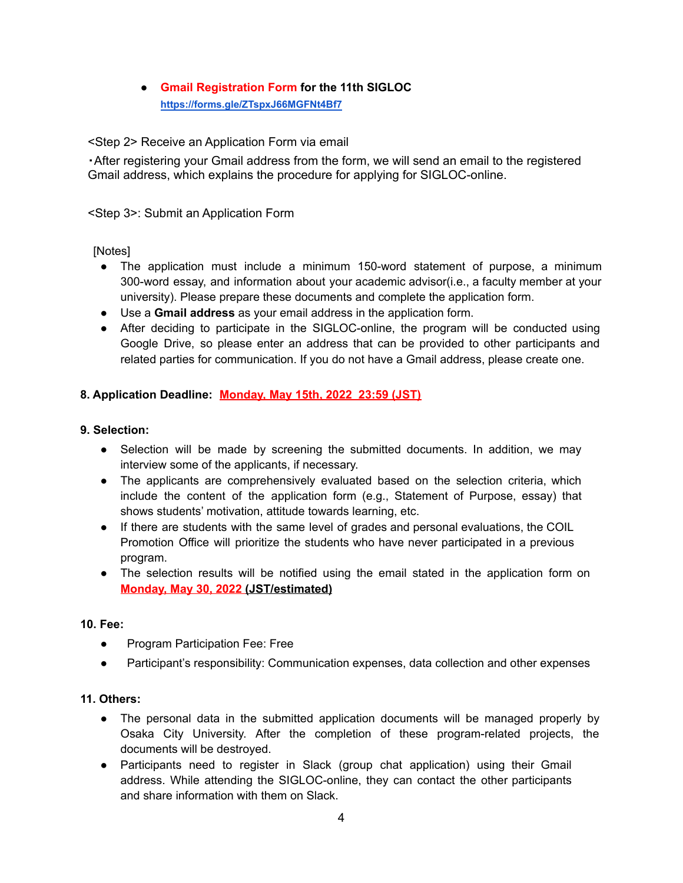- **Gmail Registration Form for the 11th SIGLOC**
  https://forms.gle/ZTspxJ66MGFNt4Bf7

<Step 2> Receive an Application Form via email

・After registering your Gmail address from the form, we will send an email to the registered Gmail address, which explains the procedure for applying for SIGLOC-online.

<Step 3>: Submit an Application Form

[Notes]

- The application must include a minimum 150-word statement of purpose, a minimum 300-word essay, and information about your academic advisor(i.e., a faculty member at your university). Please prepare these documents and complete the application form.
- Use a **Gmail address** as your email address in the application form.
- After deciding to participate in the SIGLOC-online, the program will be conducted using Google Drive, so please enter an address that can be provided to other participants and related parties for communication. If you do not have a Gmail address, please create one.

**8. Application Deadline:** **Monday, May 15th, 2022 23:59 (JST)**

**9. Selection:**

- Selection will be made by screening the submitted documents. In addition, we may interview some of the applicants, if necessary.
- The applicants are comprehensively evaluated based on the selection criteria, which include the content of the application form (e.g., Statement of Purpose, essay) that shows students' motivation, attitude towards learning, etc.
- If there are students with the same level of grades and personal evaluations, the COIL Promotion Office will prioritize the students who have never participated in a previous program.
- The selection results will be notified using the email stated in the application form on **Monday, May 30, 2022 (JST/estimated)**

**10. Fee:**

- Program Participation Fee: Free
- Participant's responsibility: Communication expenses, data collection and other expenses

**11. Others:**

- The personal data in the submitted application documents will be managed properly by Osaka City University. After the completion of these program-related projects, the documents will be destroyed.
- Participants need to register in Slack (group chat application) using their Gmail address. While attending the SIGLOC-online, they can contact the other participants and share information with them on Slack.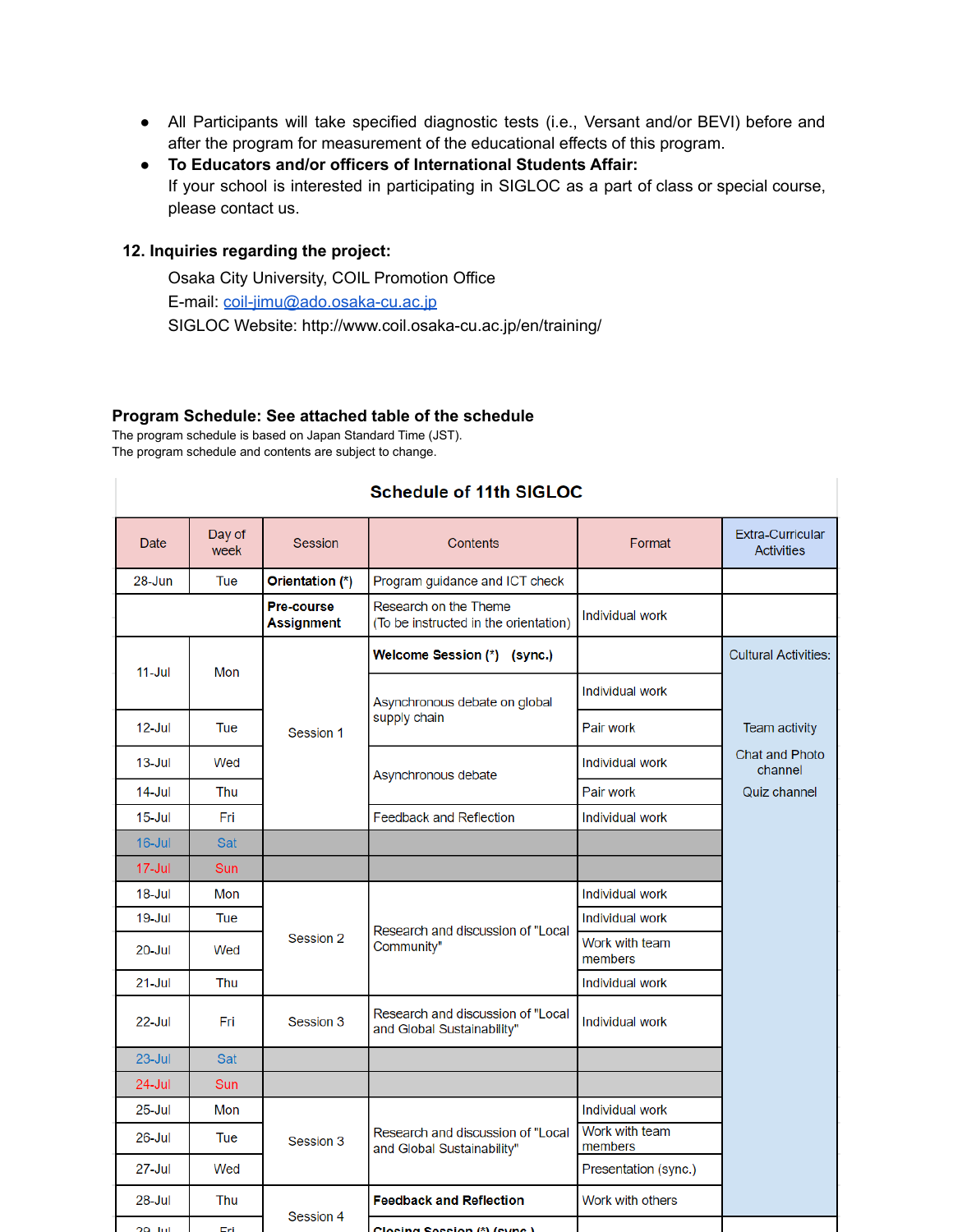- All Participants will take specified diagnostic tests (i.e., Versant and/or BEVI) before and after the program for measurement of the educational effects of this program.
- **To Educators and/or officers of International Students Affair:**
  If your school is interested in participating in SIGLOC as a part of class or special course, please contact us.

**12. Inquiries regarding the project:**

Osaka City University, COIL Promotion Office
E-mail: coil-jimu@ado.osaka-cu.ac.jp
SIGLOC Website: http://www.coil.osaka-cu.ac.jp/en/training/

**Program Schedule: See attached table of the schedule**

The program schedule is based on Japan Standard Time (JST).
The program schedule and contents are subject to change.

**Schedule of 11th SIGLOC**

| Date | Day of week | Session | Contents | Format | Extra-Curricular Activities |
|---|---|---|---|---|---|
| 28-Jun | Tue | **Orientation (*)** | Program guidance and ICT check | | |
| | | **Pre-course Assignment** | Research on the Theme (To be instructed in the orientation) | Individual work | |
| 11-Jul | Mon | Session 1 | **Welcome Session (*) (sync.)** | | Cultural Activities: |
| | | | Asynchronous debate on global supply chain | Individual work | |
| 12-Jul | Tue | | | Pair work | Team activity |
| 13-Jul | Wed | | Asynchronous debate | Individual work | Chat and Photo channel |
| 14-Jul | Thu | | | Pair work | Quiz channel |
| 15-Jul | Fri | | Feedback and Reflection | Individual work | |
| 16-Jul | Sat | | | | |
| 17-Jul | Sun | | | | |
| 18-Jul | Mon | Session 2 | Research and discussion of "Local Community" | Individual work | |
| 19-Jul | Tue | | | Individual work | |
| 20-Jul | Wed | | | Work with team members | |
| 21-Jul | Thu | | | Individual work | |
| 22-Jul | Fri | Session 3 | Research and discussion of "Local and Global Sustainability" | Individual work | |
| 23-Jul | Sat | | | | |
| 24-Jul | Sun | | | | |
| 25-Jul | Mon | Session 3 | Research and discussion of "Local and Global Sustainability" | Individual work | |
| 26-Jul | Tue | | | Work with team members | |
| 27-Jul | Wed | | | Presentation (sync.) | |
| 28-Jul | Thu | Session 4 | **Feedback and Reflection** | Work with others | |
| 29-Jul | Fri | | **Closing Session (*) (sync.)** | | |